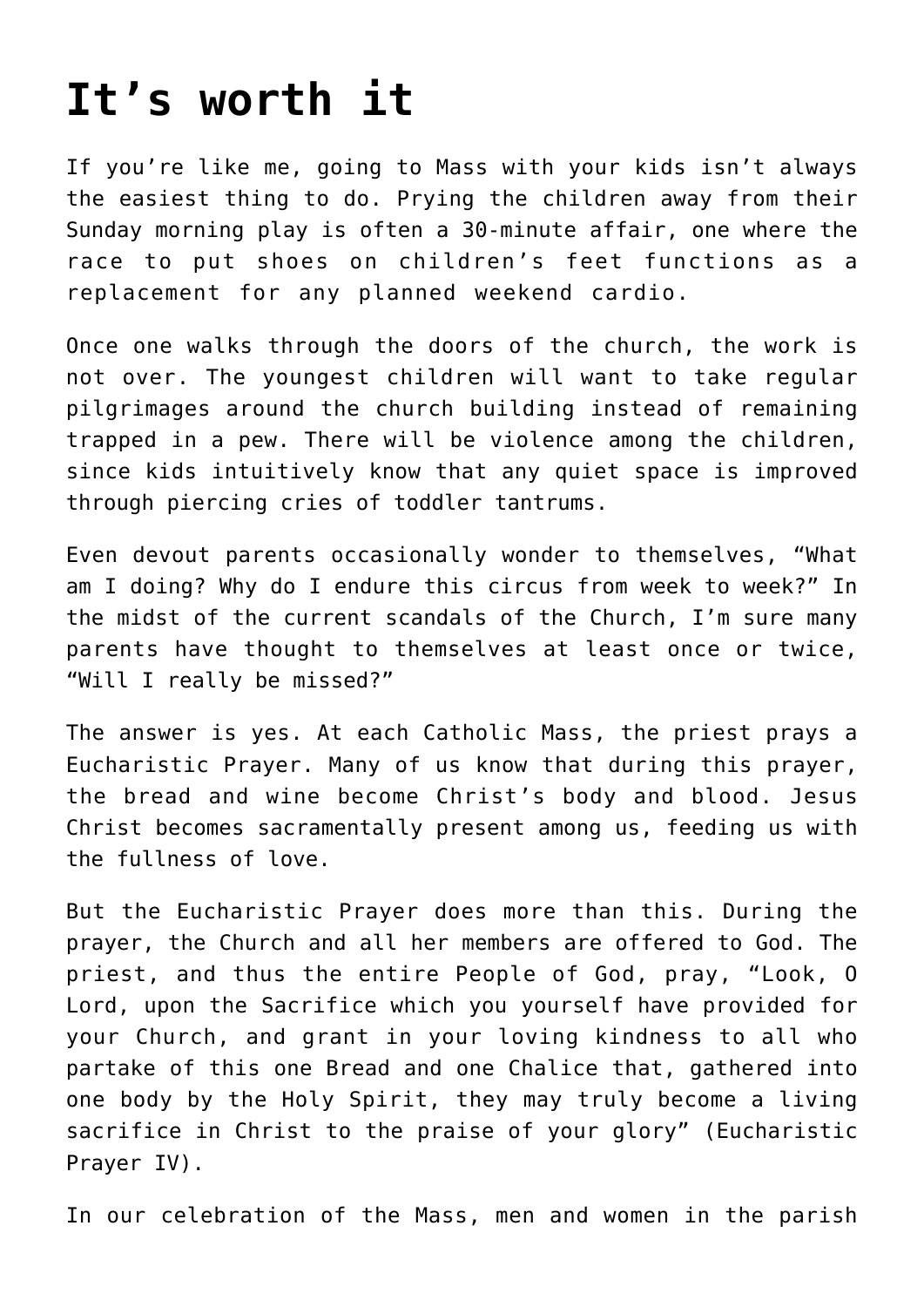# It's worth it

If you're like me, going to Mass with your kids isn't always the easiest thing to do. Prying the children away from their Sunday morning play is often a 30-minute affair, one where the race to put shoes on children's feet functions as a replacement for any planned weekend cardio.

Once one walks through the doors of the church, the work is not over. The youngest children will want to take regular pilgrimages around the church building instead of remaining trapped in a pew. There will be violence among the children, since kids intuitively know that any quiet space is improved through piercing cries of toddler tantrums.

Even devout parents occasionally wonder to themselves, "What am I doing? Why do I endure this circus from week to week?" In the midst of the current scandals of the Church, I'm sure many parents have thought to themselves at least once or twice, "Will I really be missed?"

The answer is yes. At each Catholic Mass, the priest prays a Eucharistic Prayer. Many of us know that during this prayer, the bread and wine become Christ's body and blood. Jesus Christ becomes sacramentally present among us, feeding us with the fullness of love.

But the Eucharistic Prayer does more than this. During the prayer, the Church and all her members are offered to God. The priest, and thus the entire People of God, pray, "Look, O Lord, upon the Sacrifice which you yourself have provided for your Church, and grant in your loving kindness to all who partake of this one Bread and one Chalice that, gathered into one body by the Holy Spirit, they may truly become a living sacrifice in Christ to the praise of your glory" (Eucharistic Prayer IV).

In our celebration of the Mass, men and women in the parish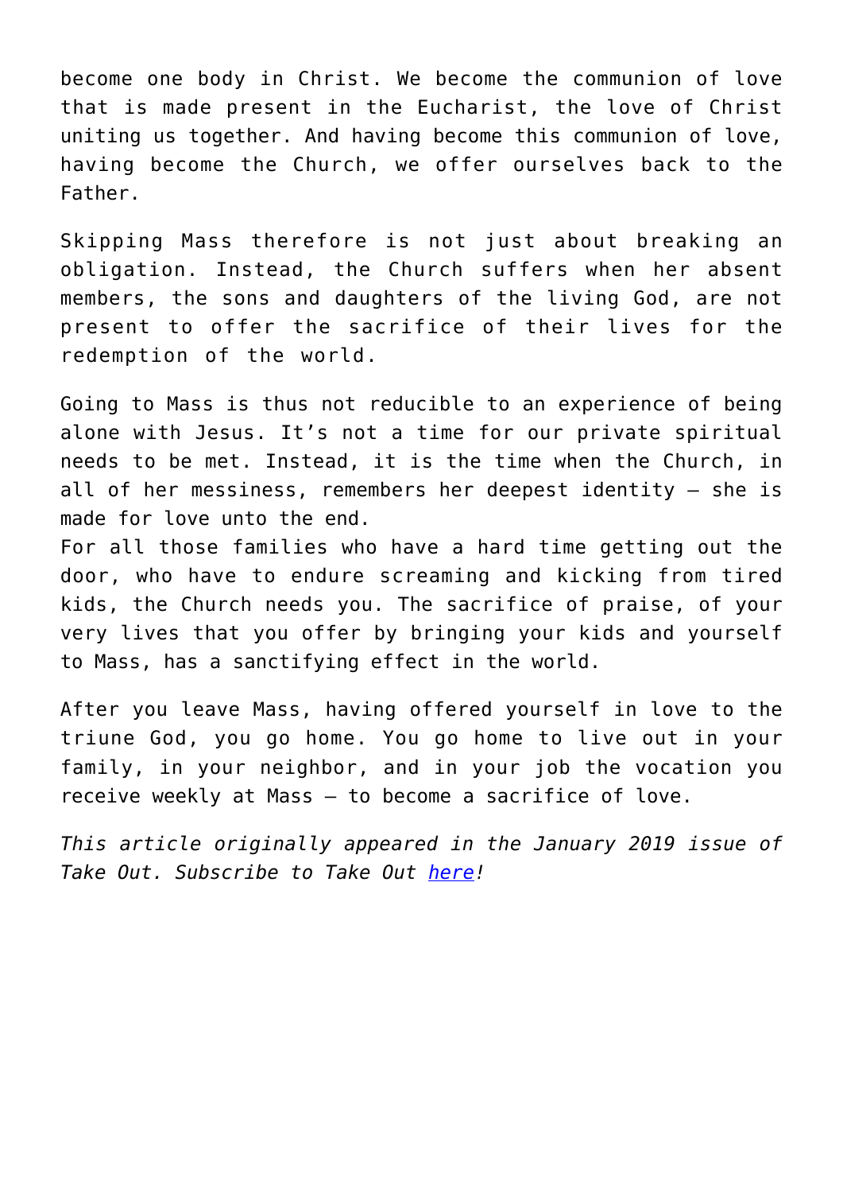become one body in Christ. We become the communion of love that is made present in the Eucharist, the love of Christ uniting us together. And having become this communion of love, having become the Church, we offer ourselves back to the Father.

Skipping Mass therefore is not just about breaking an obligation. Instead, the Church suffers when her absent members, the sons and daughters of the living God, are not present to offer the sacrifice of their lives for the redemption of the world.

Going to Mass is thus not reducible to an experience of being alone with Jesus. It's not a time for our private spiritual needs to be met. Instead, it is the time when the Church, in all of her messiness, remembers her deepest identity – she is made for love unto the end.

For all those families who have a hard time getting out the door, who have to endure screaming and kicking from tired kids, the Church needs you. The sacrifice of praise, of your very lives that you offer by bringing your kids and yourself to Mass, has a sanctifying effect in the world.

After you leave Mass, having offered yourself in love to the triune God, you go home. You go home to live out in your family, in your neighbor, and in your job the vocation you receive weekly at Mass – to become a sacrifice of love.

*This article originally appeared in the January 2019 issue of Take Out. Subscribe to Take Out [here](#)!*